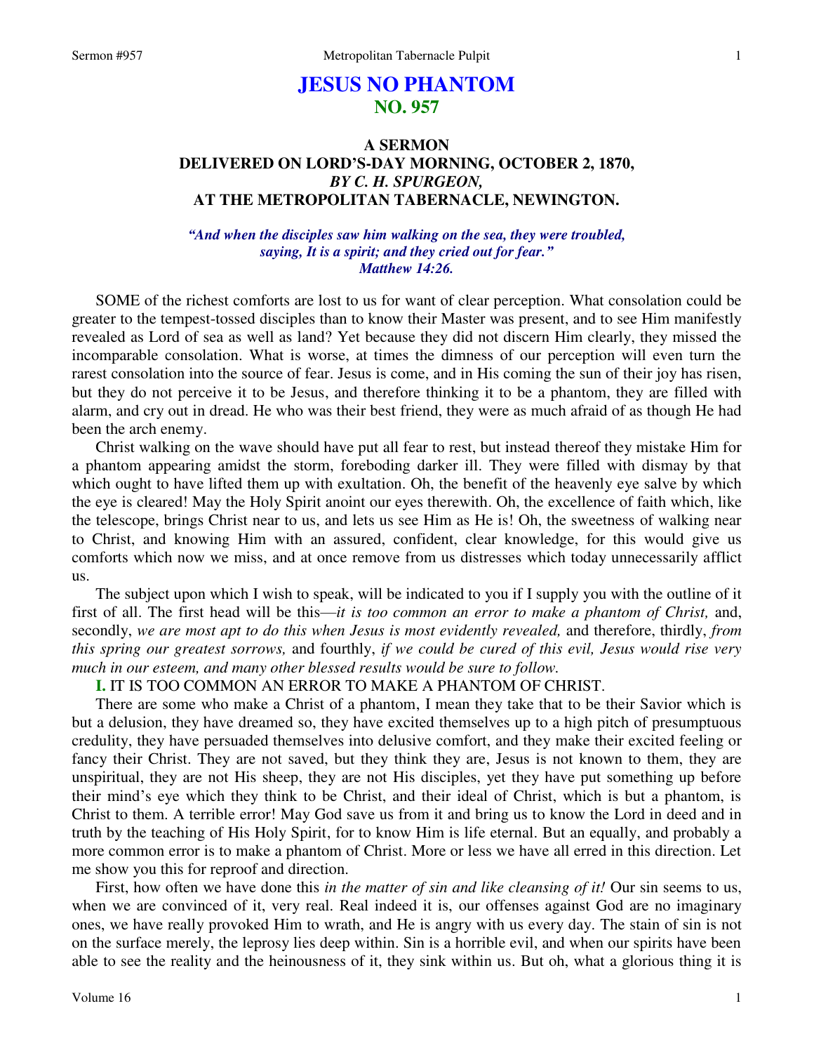# JESUS NO PHANTOM
## NO. 957

### A SERMON
### DELIVERED ON LORD'S-DAY MORNING, OCTOBER 2, 1870,
### *BY C. H. SPURGEON,*
### AT THE METROPOLITAN TABERNACLE, NEWINGTON.

***"And when the disciples saw him walking on the sea, they were troubled, saying, It is a spirit; and they cried out for fear." Matthew 14:26.***

SOME of the richest comforts are lost to us for want of clear perception. What consolation could be greater to the tempest-tossed disciples than to know their Master was present, and to see Him manifestly revealed as Lord of sea as well as land? Yet because they did not discern Him clearly, they missed the incomparable consolation. What is worse, at times the dimness of our perception will even turn the rarest consolation into the source of fear. Jesus is come, and in His coming the sun of their joy has risen, but they do not perceive it to be Jesus, and therefore thinking it to be a phantom, they are filled with alarm, and cry out in dread. He who was their best friend, they were as much afraid of as though He had been the arch enemy.

Christ walking on the wave should have put all fear to rest, but instead thereof they mistake Him for a phantom appearing amidst the storm, foreboding darker ill. They were filled with dismay by that which ought to have lifted them up with exultation. Oh, the benefit of the heavenly eye salve by which the eye is cleared! May the Holy Spirit anoint our eyes therewith. Oh, the excellence of faith which, like the telescope, brings Christ near to us, and lets us see Him as He is! Oh, the sweetness of walking near to Christ, and knowing Him with an assured, confident, clear knowledge, for this would give us comforts which now we miss, and at once remove from us distresses which today unnecessarily afflict us.

The subject upon which I wish to speak, will be indicated to you if I supply you with the outline of it first of all. The first head will be this—*it is too common an error to make a phantom of Christ,* and, secondly, *we are most apt to do this when Jesus is most evidently revealed,* and therefore, thirdly, *from this spring our greatest sorrows,* and fourthly, *if we could be cured of this evil, Jesus would rise very much in our esteem, and many other blessed results would be sure to follow.*

**I.** IT IS TOO COMMON AN ERROR TO MAKE A PHANTOM OF CHRIST.

There are some who make a Christ of a phantom, I mean they take that to be their Savior which is but a delusion, they have dreamed so, they have excited themselves up to a high pitch of presumptuous credulity, they have persuaded themselves into delusive comfort, and they make their excited feeling or fancy their Christ. They are not saved, but they think they are, Jesus is not known to them, they are unspiritual, they are not His sheep, they are not His disciples, yet they have put something up before their mind's eye which they think to be Christ, and their ideal of Christ, which is but a phantom, is Christ to them. A terrible error! May God save us from it and bring us to know the Lord in deed and in truth by the teaching of His Holy Spirit, for to know Him is life eternal. But an equally, and probably a more common error is to make a phantom of Christ. More or less we have all erred in this direction. Let me show you this for reproof and direction.

First, how often we have done this *in the matter of sin and like cleansing of it!* Our sin seems to us, when we are convinced of it, very real. Real indeed it is, our offenses against God are no imaginary ones, we have really provoked Him to wrath, and He is angry with us every day. The stain of sin is not on the surface merely, the leprosy lies deep within. Sin is a horrible evil, and when our spirits have been able to see the reality and the heinousness of it, they sink within us. But oh, what a glorious thing it is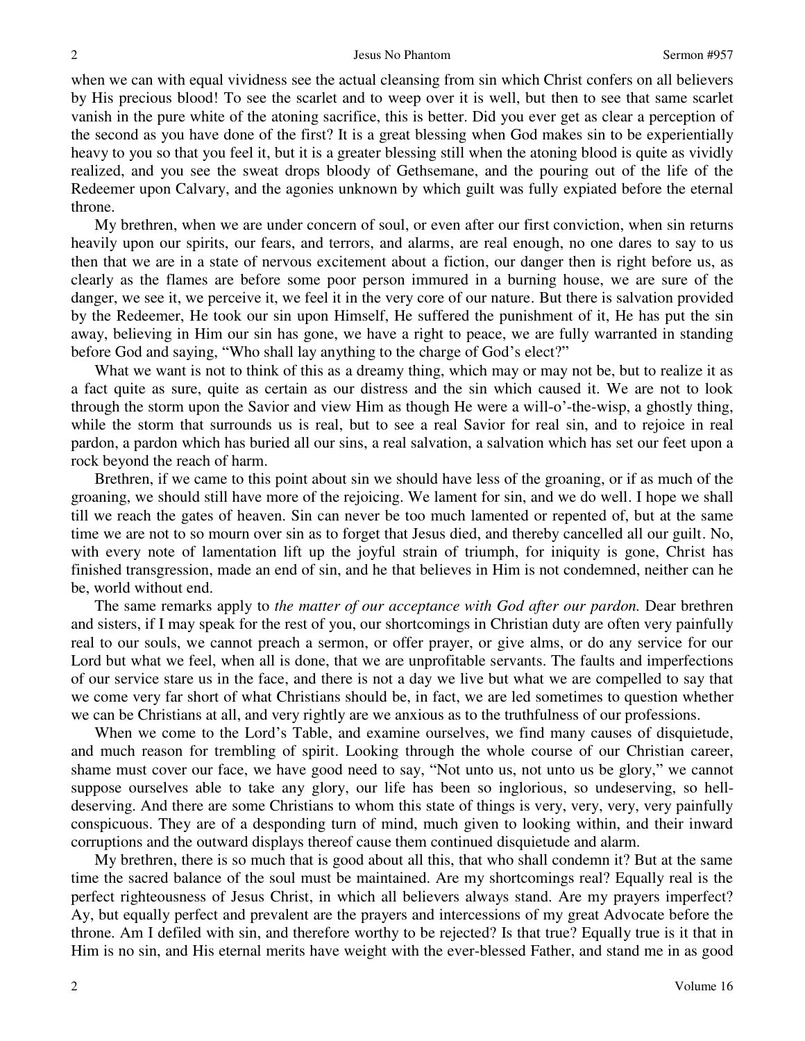when we can with equal vividness see the actual cleansing from sin which Christ confers on all believers by His precious blood! To see the scarlet and to weep over it is well, but then to see that same scarlet vanish in the pure white of the atoning sacrifice, this is better. Did you ever get as clear a perception of the second as you have done of the first? It is a great blessing when God makes sin to be experientially heavy to you so that you feel it, but it is a greater blessing still when the atoning blood is quite as vividly realized, and you see the sweat drops bloody of Gethsemane, and the pouring out of the life of the Redeemer upon Calvary, and the agonies unknown by which guilt was fully expiated before the eternal throne.

My brethren, when we are under concern of soul, or even after our first conviction, when sin returns heavily upon our spirits, our fears, and terrors, and alarms, are real enough, no one dares to say to us then that we are in a state of nervous excitement about a fiction, our danger then is right before us, as clearly as the flames are before some poor person immured in a burning house, we are sure of the danger, we see it, we perceive it, we feel it in the very core of our nature. But there is salvation provided by the Redeemer, He took our sin upon Himself, He suffered the punishment of it, He has put the sin away, believing in Him our sin has gone, we have a right to peace, we are fully warranted in standing before God and saying, "Who shall lay anything to the charge of God's elect?"

What we want is not to think of this as a dreamy thing, which may or may not be, but to realize it as a fact quite as sure, quite as certain as our distress and the sin which caused it. We are not to look through the storm upon the Savior and view Him as though He were a will-o'-the-wisp, a ghostly thing, while the storm that surrounds us is real, but to see a real Savior for real sin, and to rejoice in real pardon, a pardon which has buried all our sins, a real salvation, a salvation which has set our feet upon a rock beyond the reach of harm.

Brethren, if we came to this point about sin we should have less of the groaning, or if as much of the groaning, we should still have more of the rejoicing. We lament for sin, and we do well. I hope we shall till we reach the gates of heaven. Sin can never be too much lamented or repented of, but at the same time we are not to so mourn over sin as to forget that Jesus died, and thereby cancelled all our guilt. No, with every note of lamentation lift up the joyful strain of triumph, for iniquity is gone, Christ has finished transgression, made an end of sin, and he that believes in Him is not condemned, neither can he be, world without end.

The same remarks apply to *the matter of our acceptance with God after our pardon.* Dear brethren and sisters, if I may speak for the rest of you, our shortcomings in Christian duty are often very painfully real to our souls, we cannot preach a sermon, or offer prayer, or give alms, or do any service for our Lord but what we feel, when all is done, that we are unprofitable servants. The faults and imperfections of our service stare us in the face, and there is not a day we live but what we are compelled to say that we come very far short of what Christians should be, in fact, we are led sometimes to question whether we can be Christians at all, and very rightly are we anxious as to the truthfulness of our professions.

When we come to the Lord's Table, and examine ourselves, we find many causes of disquietude, and much reason for trembling of spirit. Looking through the whole course of our Christian career, shame must cover our face, we have good need to say, "Not unto us, not unto us be glory," we cannot suppose ourselves able to take any glory, our life has been so inglorious, so undeserving, so hell-deserving. And there are some Christians to whom this state of things is very, very, very, very painfully conspicuous. They are of a desponding turn of mind, much given to looking within, and their inward corruptions and the outward displays thereof cause them continued disquietude and alarm.

My brethren, there is so much that is good about all this, that who shall condemn it? But at the same time the sacred balance of the soul must be maintained. Are my shortcomings real? Equally real is the perfect righteousness of Jesus Christ, in which all believers always stand. Are my prayers imperfect? Ay, but equally perfect and prevalent are the prayers and intercessions of my great Advocate before the throne. Am I defiled with sin, and therefore worthy to be rejected? Is that true? Equally true is it that in Him is no sin, and His eternal merits have weight with the ever-blessed Father, and stand me in as good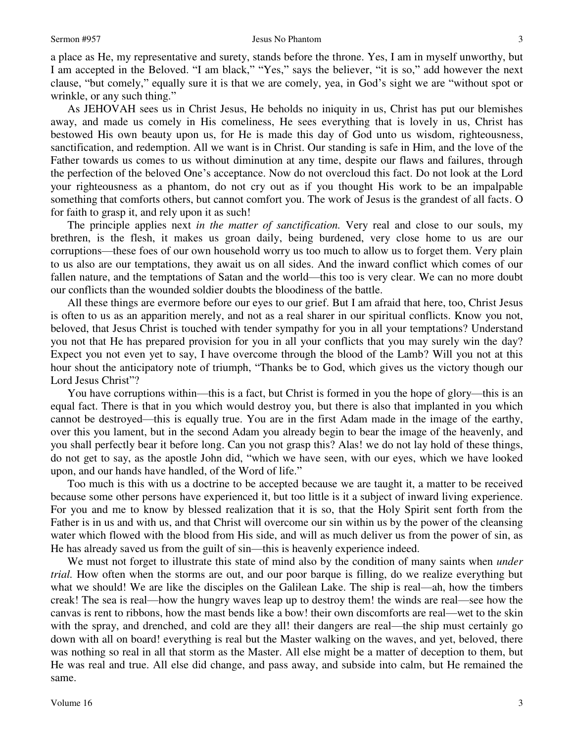a place as He, my representative and surety, stands before the throne. Yes, I am in myself unworthy, but I am accepted in the Beloved. "I am black," "Yes," says the believer, "it is so," add however the next clause, "but comely," equally sure it is that we are comely, yea, in God's sight we are "without spot or wrinkle, or any such thing."

As JEHOVAH sees us in Christ Jesus, He beholds no iniquity in us, Christ has put our blemishes away, and made us comely in His comeliness, He sees everything that is lovely in us, Christ has bestowed His own beauty upon us, for He is made this day of God unto us wisdom, righteousness, sanctification, and redemption. All we want is in Christ. Our standing is safe in Him, and the love of the Father towards us comes to us without diminution at any time, despite our flaws and failures, through the perfection of the beloved One's acceptance. Now do not overcloud this fact. Do not look at the Lord your righteousness as a phantom, do not cry out as if you thought His work to be an impalpable something that comforts others, but cannot comfort you. The work of Jesus is the grandest of all facts. O for faith to grasp it, and rely upon it as such!

The principle applies next *in the matter of sanctification.* Very real and close to our souls, my brethren, is the flesh, it makes us groan daily, being burdened, very close home to us are our corruptions—these foes of our own household worry us too much to allow us to forget them. Very plain to us also are our temptations, they await us on all sides. And the inward conflict which comes of our fallen nature, and the temptations of Satan and the world—this too is very clear. We can no more doubt our conflicts than the wounded soldier doubts the bloodiness of the battle.

All these things are evermore before our eyes to our grief. But I am afraid that here, too, Christ Jesus is often to us as an apparition merely, and not as a real sharer in our spiritual conflicts. Know you not, beloved, that Jesus Christ is touched with tender sympathy for you in all your temptations? Understand you not that He has prepared provision for you in all your conflicts that you may surely win the day? Expect you not even yet to say, I have overcome through the blood of the Lamb? Will you not at this hour shout the anticipatory note of triumph, "Thanks be to God, which gives us the victory though our Lord Jesus Christ"?

You have corruptions within—this is a fact, but Christ is formed in you the hope of glory—this is an equal fact. There is that in you which would destroy you, but there is also that implanted in you which cannot be destroyed—this is equally true. You are in the first Adam made in the image of the earthy, over this you lament, but in the second Adam you already begin to bear the image of the heavenly, and you shall perfectly bear it before long. Can you not grasp this? Alas! we do not lay hold of these things, do not get to say, as the apostle John did, "which we have seen, with our eyes, which we have looked upon, and our hands have handled, of the Word of life."

Too much is this with us a doctrine to be accepted because we are taught it, a matter to be received because some other persons have experienced it, but too little is it a subject of inward living experience. For you and me to know by blessed realization that it is so, that the Holy Spirit sent forth from the Father is in us and with us, and that Christ will overcome our sin within us by the power of the cleansing water which flowed with the blood from His side, and will as much deliver us from the power of sin, as He has already saved us from the guilt of sin—this is heavenly experience indeed.

We must not forget to illustrate this state of mind also by the condition of many saints when *under trial.* How often when the storms are out, and our poor barque is filling, do we realize everything but what we should! We are like the disciples on the Galilean Lake. The ship is real—ah, how the timbers creak! The sea is real—how the hungry waves leap up to destroy them! the winds are real—see how the canvas is rent to ribbons, how the mast bends like a bow! their own discomforts are real—wet to the skin with the spray, and drenched, and cold are they all! their dangers are real—the ship must certainly go down with all on board! everything is real but the Master walking on the waves, and yet, beloved, there was nothing so real in all that storm as the Master. All else might be a matter of deception to them, but He was real and true. All else did change, and pass away, and subside into calm, but He remained the same.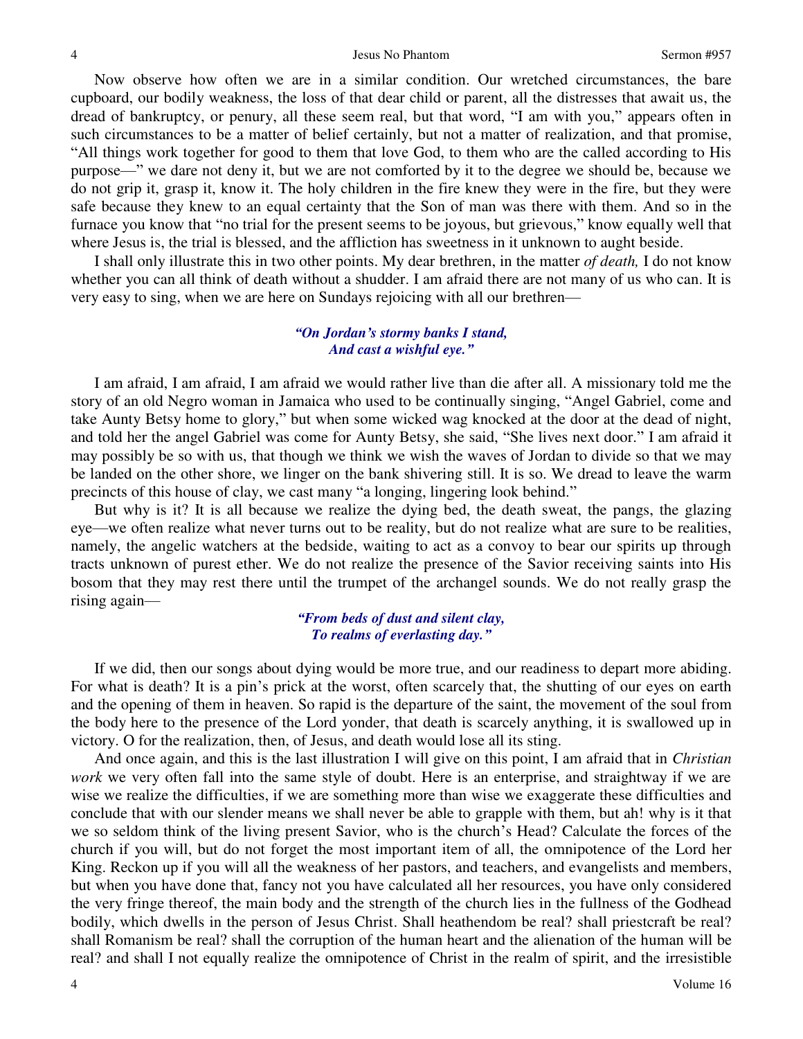Now observe how often we are in a similar condition. Our wretched circumstances, the bare cupboard, our bodily weakness, the loss of that dear child or parent, all the distresses that await us, the dread of bankruptcy, or penury, all these seem real, but that word, "I am with you," appears often in such circumstances to be a matter of belief certainly, but not a matter of realization, and that promise, "All things work together for good to them that love God, to them who are the called according to His purpose—" we dare not deny it, but we are not comforted by it to the degree we should be, because we do not grip it, grasp it, know it. The holy children in the fire knew they were in the fire, but they were safe because they knew to an equal certainty that the Son of man was there with them. And so in the furnace you know that "no trial for the present seems to be joyous, but grievous," know equally well that where Jesus is, the trial is blessed, and the affliction has sweetness in it unknown to aught beside.

I shall only illustrate this in two other points. My dear brethren, in the matter *of death,* I do not know whether you can all think of death without a shudder. I am afraid there are not many of us who can. It is very easy to sing, when we are here on Sundays rejoicing with all our brethren—

> ***"On Jordan's stormy banks I stand,***
> ***And cast a wishful eye."***

I am afraid, I am afraid, I am afraid we would rather live than die after all. A missionary told me the story of an old Negro woman in Jamaica who used to be continually singing, "Angel Gabriel, come and take Aunty Betsy home to glory," but when some wicked wag knocked at the door at the dead of night, and told her the angel Gabriel was come for Aunty Betsy, she said, "She lives next door." I am afraid it may possibly be so with us, that though we think we wish the waves of Jordan to divide so that we may be landed on the other shore, we linger on the bank shivering still. It is so. We dread to leave the warm precincts of this house of clay, we cast many "a longing, lingering look behind."

But why is it? It is all because we realize the dying bed, the death sweat, the pangs, the glazing eye—we often realize what never turns out to be reality, but do not realize what are sure to be realities, namely, the angelic watchers at the bedside, waiting to act as a convoy to bear our spirits up through tracts unknown of purest ether. We do not realize the presence of the Savior receiving saints into His bosom that they may rest there until the trumpet of the archangel sounds. We do not really grasp the rising again—

> ***"From beds of dust and silent clay,***
> ***To realms of everlasting day."***

If we did, then our songs about dying would be more true, and our readiness to depart more abiding. For what is death? It is a pin's prick at the worst, often scarcely that, the shutting of our eyes on earth and the opening of them in heaven. So rapid is the departure of the saint, the movement of the soul from the body here to the presence of the Lord yonder, that death is scarcely anything, it is swallowed up in victory. O for the realization, then, of Jesus, and death would lose all its sting.

And once again, and this is the last illustration I will give on this point, I am afraid that in *Christian work* we very often fall into the same style of doubt. Here is an enterprise, and straightway if we are wise we realize the difficulties, if we are something more than wise we exaggerate these difficulties and conclude that with our slender means we shall never be able to grapple with them, but ah! why is it that we so seldom think of the living present Savior, who is the church's Head? Calculate the forces of the church if you will, but do not forget the most important item of all, the omnipotence of the Lord her King. Reckon up if you will all the weakness of her pastors, and teachers, and evangelists and members, but when you have done that, fancy not you have calculated all her resources, you have only considered the very fringe thereof, the main body and the strength of the church lies in the fullness of the Godhead bodily, which dwells in the person of Jesus Christ. Shall heathendom be real? shall priestcraft be real? shall Romanism be real? shall the corruption of the human heart and the alienation of the human will be real? and shall I not equally realize the omnipotence of Christ in the realm of spirit, and the irresistible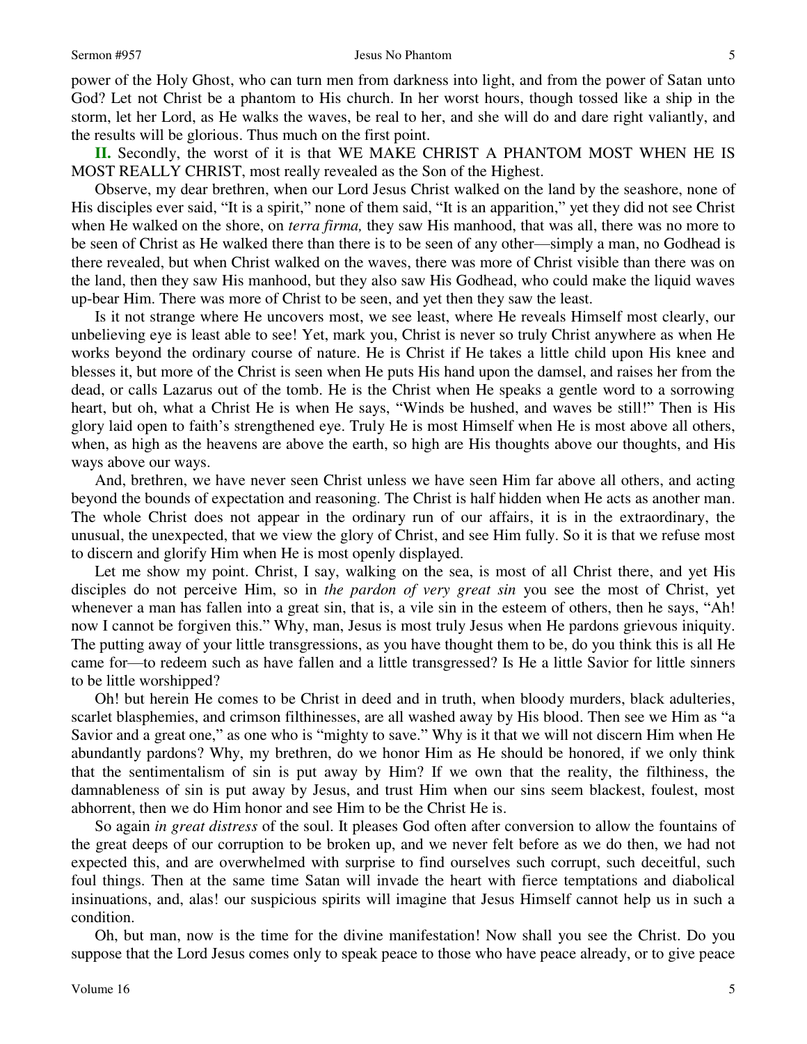power of the Holy Ghost, who can turn men from darkness into light, and from the power of Satan unto God? Let not Christ be a phantom to His church. In her worst hours, though tossed like a ship in the storm, let her Lord, as He walks the waves, be real to her, and she will do and dare right valiantly, and the results will be glorious. Thus much on the first point.

**II.** Secondly, the worst of it is that WE MAKE CHRIST A PHANTOM MOST WHEN HE IS MOST REALLY CHRIST, most really revealed as the Son of the Highest.

Observe, my dear brethren, when our Lord Jesus Christ walked on the land by the seashore, none of His disciples ever said, "It is a spirit," none of them said, "It is an apparition," yet they did not see Christ when He walked on the shore, on *terra firma,* they saw His manhood, that was all, there was no more to be seen of Christ as He walked there than there is to be seen of any other—simply a man, no Godhead is there revealed, but when Christ walked on the waves, there was more of Christ visible than there was on the land, then they saw His manhood, but they also saw His Godhead, who could make the liquid waves up-bear Him. There was more of Christ to be seen, and yet then they saw the least.

Is it not strange where He uncovers most, we see least, where He reveals Himself most clearly, our unbelieving eye is least able to see! Yet, mark you, Christ is never so truly Christ anywhere as when He works beyond the ordinary course of nature. He is Christ if He takes a little child upon His knee and blesses it, but more of the Christ is seen when He puts His hand upon the damsel, and raises her from the dead, or calls Lazarus out of the tomb. He is the Christ when He speaks a gentle word to a sorrowing heart, but oh, what a Christ He is when He says, "Winds be hushed, and waves be still!" Then is His glory laid open to faith's strengthened eye. Truly He is most Himself when He is most above all others, when, as high as the heavens are above the earth, so high are His thoughts above our thoughts, and His ways above our ways.

And, brethren, we have never seen Christ unless we have seen Him far above all others, and acting beyond the bounds of expectation and reasoning. The Christ is half hidden when He acts as another man. The whole Christ does not appear in the ordinary run of our affairs, it is in the extraordinary, the unusual, the unexpected, that we view the glory of Christ, and see Him fully. So it is that we refuse most to discern and glorify Him when He is most openly displayed.

Let me show my point. Christ, I say, walking on the sea, is most of all Christ there, and yet His disciples do not perceive Him, so in *the pardon of very great sin* you see the most of Christ, yet whenever a man has fallen into a great sin, that is, a vile sin in the esteem of others, then he says, "Ah! now I cannot be forgiven this." Why, man, Jesus is most truly Jesus when He pardons grievous iniquity. The putting away of your little transgressions, as you have thought them to be, do you think this is all He came for—to redeem such as have fallen and a little transgressed? Is He a little Savior for little sinners to be little worshipped?

Oh! but herein He comes to be Christ in deed and in truth, when bloody murders, black adulteries, scarlet blasphemies, and crimson filthinesses, are all washed away by His blood. Then see we Him as "a Savior and a great one," as one who is "mighty to save." Why is it that we will not discern Him when He abundantly pardons? Why, my brethren, do we honor Him as He should be honored, if we only think that the sentimentalism of sin is put away by Him? If we own that the reality, the filthiness, the damnableness of sin is put away by Jesus, and trust Him when our sins seem blackest, foulest, most abhorrent, then we do Him honor and see Him to be the Christ He is.

So again *in great distress* of the soul. It pleases God often after conversion to allow the fountains of the great deeps of our corruption to be broken up, and we never felt before as we do then, we had not expected this, and are overwhelmed with surprise to find ourselves such corrupt, such deceitful, such foul things. Then at the same time Satan will invade the heart with fierce temptations and diabolical insinuations, and, alas! our suspicious spirits will imagine that Jesus Himself cannot help us in such a condition.

Oh, but man, now is the time for the divine manifestation! Now shall you see the Christ. Do you suppose that the Lord Jesus comes only to speak peace to those who have peace already, or to give peace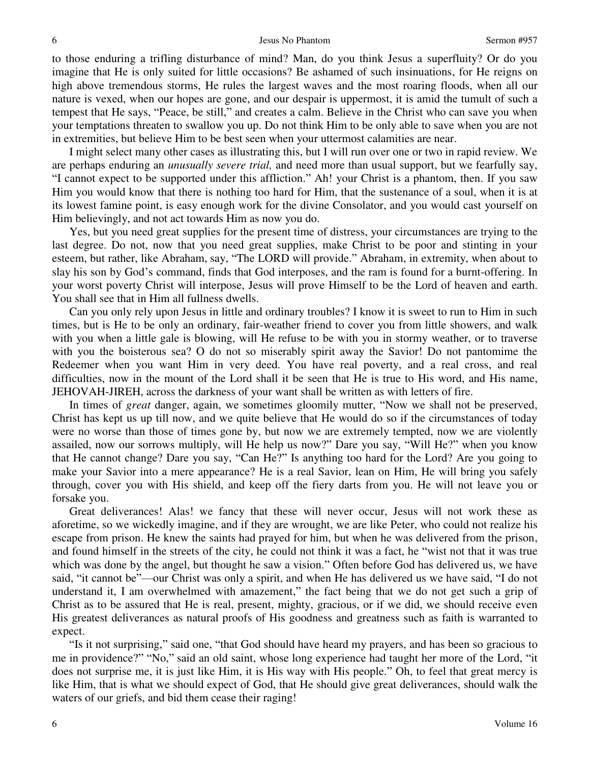to those enduring a trifling disturbance of mind? Man, do you think Jesus a superfluity? Or do you imagine that He is only suited for little occasions? Be ashamed of such insinuations, for He reigns on high above tremendous storms, He rules the largest waves and the most roaring floods, when all our nature is vexed, when our hopes are gone, and our despair is uppermost, it is amid the tumult of such a tempest that He says, "Peace, be still," and creates a calm. Believe in the Christ who can save you when your temptations threaten to swallow you up. Do not think Him to be only able to save when you are not in extremities, but believe Him to be best seen when your uttermost calamities are near.

I might select many other cases as illustrating this, but I will run over one or two in rapid review. We are perhaps enduring an *unusually severe trial,* and need more than usual support, but we fearfully say, "I cannot expect to be supported under this affliction." Ah! your Christ is a phantom, then. If you saw Him you would know that there is nothing too hard for Him, that the sustenance of a soul, when it is at its lowest famine point, is easy enough work for the divine Consolator, and you would cast yourself on Him believingly, and not act towards Him as now you do.

Yes, but you need great supplies for the present time of distress, your circumstances are trying to the last degree. Do not, now that you need great supplies, make Christ to be poor and stinting in your esteem, but rather, like Abraham, say, "The LORD will provide." Abraham, in extremity, when about to slay his son by God's command, finds that God interposes, and the ram is found for a burnt-offering. In your worst poverty Christ will interpose, Jesus will prove Himself to be the Lord of heaven and earth. You shall see that in Him all fullness dwells.

Can you only rely upon Jesus in little and ordinary troubles? I know it is sweet to run to Him in such times, but is He to be only an ordinary, fair-weather friend to cover you from little showers, and walk with you when a little gale is blowing, will He refuse to be with you in stormy weather, or to traverse with you the boisterous sea? O do not so miserably spirit away the Savior! Do not pantomime the Redeemer when you want Him in very deed. You have real poverty, and a real cross, and real difficulties, now in the mount of the Lord shall it be seen that He is true to His word, and His name, JEHOVAH-JIREH, across the darkness of your want shall be written as with letters of fire.

In times of *great* danger, again, we sometimes gloomily mutter, "Now we shall not be preserved, Christ has kept us up till now, and we quite believe that He would do so if the circumstances of today were no worse than those of times gone by, but now we are extremely tempted, now we are violently assailed, now our sorrows multiply, will He help us now?" Dare you say, "Will He?" when you know that He cannot change? Dare you say, "Can He?" Is anything too hard for the Lord? Are you going to make your Savior into a mere appearance? He is a real Savior, lean on Him, He will bring you safely through, cover you with His shield, and keep off the fiery darts from you. He will not leave you or forsake you.

Great deliverances! Alas! we fancy that these will never occur, Jesus will not work these as aforetime, so we wickedly imagine, and if they are wrought, we are like Peter, who could not realize his escape from prison. He knew the saints had prayed for him, but when he was delivered from the prison, and found himself in the streets of the city, he could not think it was a fact, he "wist not that it was true which was done by the angel, but thought he saw a vision." Often before God has delivered us, we have said, "it cannot be"—our Christ was only a spirit, and when He has delivered us we have said, "I do not understand it, I am overwhelmed with amazement," the fact being that we do not get such a grip of Christ as to be assured that He is real, present, mighty, gracious, or if we did, we should receive even His greatest deliverances as natural proofs of His goodness and greatness such as faith is warranted to expect.

"Is it not surprising," said one, "that God should have heard my prayers, and has been so gracious to me in providence?" "No," said an old saint, whose long experience had taught her more of the Lord, "it does not surprise me, it is just like Him, it is His way with His people." Oh, to feel that great mercy is like Him, that is what we should expect of God, that He should give great deliverances, should walk the waters of our griefs, and bid them cease their raging!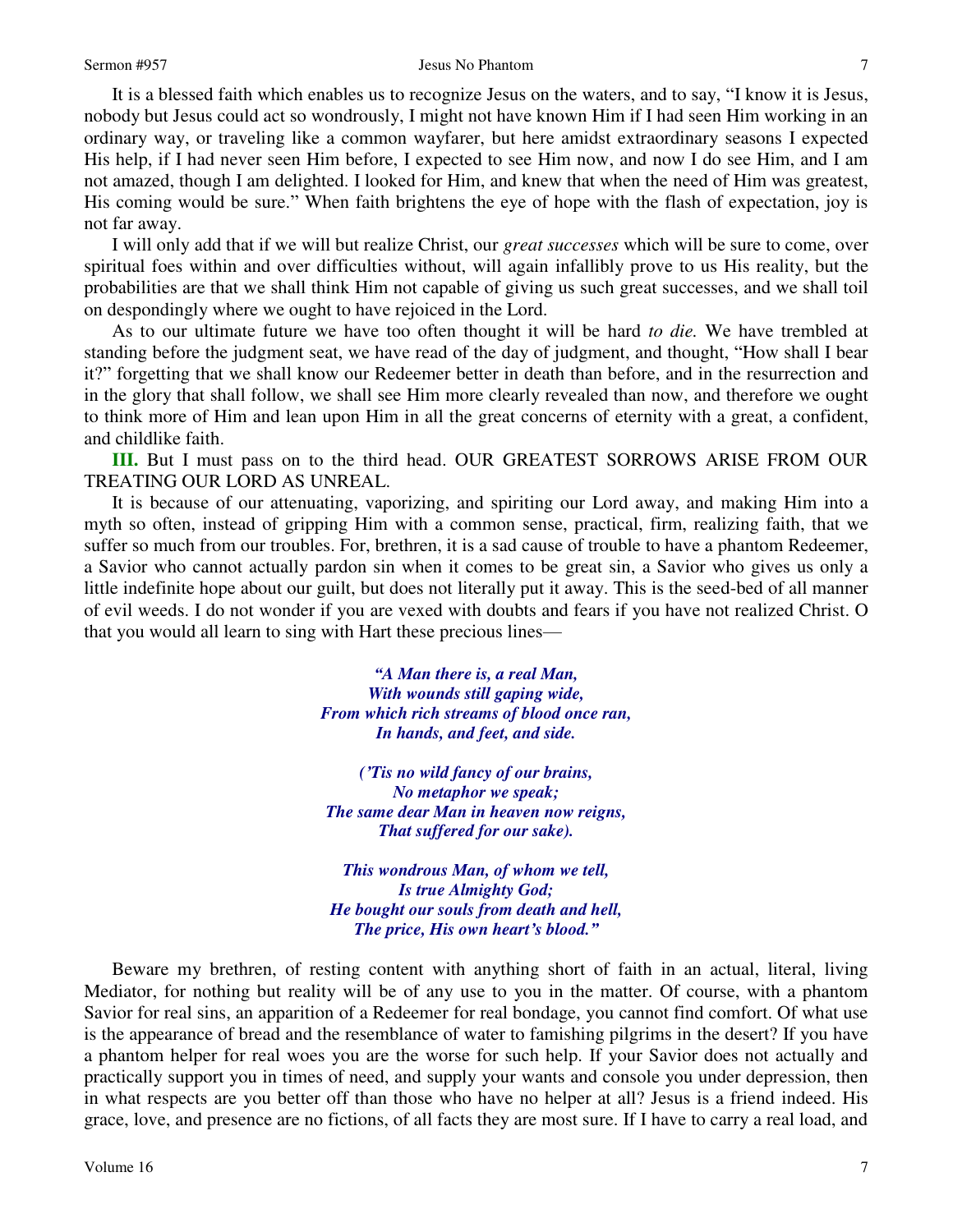It is a blessed faith which enables us to recognize Jesus on the waters, and to say, "I know it is Jesus, nobody but Jesus could act so wondrously, I might not have known Him if I had seen Him working in an ordinary way, or traveling like a common wayfarer, but here amidst extraordinary seasons I expected His help, if I had never seen Him before, I expected to see Him now, and now I do see Him, and I am not amazed, though I am delighted. I looked for Him, and knew that when the need of Him was greatest, His coming would be sure." When faith brightens the eye of hope with the flash of expectation, joy is not far away.

I will only add that if we will but realize Christ, our *great successes* which will be sure to come, over spiritual foes within and over difficulties without, will again infallibly prove to us His reality, but the probabilities are that we shall think Him not capable of giving us such great successes, and we shall toil on despondingly where we ought to have rejoiced in the Lord.

As to our ultimate future we have too often thought it will be hard *to die.* We have trembled at standing before the judgment seat, we have read of the day of judgment, and thought, "How shall I bear it?" forgetting that we shall know our Redeemer better in death than before, and in the resurrection and in the glory that shall follow, we shall see Him more clearly revealed than now, and therefore we ought to think more of Him and lean upon Him in all the great concerns of eternity with a great, a confident, and childlike faith.

**III.** But I must pass on to the third head. OUR GREATEST SORROWS ARISE FROM OUR TREATING OUR LORD AS UNREAL.

It is because of our attenuating, vaporizing, and spiriting our Lord away, and making Him into a myth so often, instead of gripping Him with a common sense, practical, firm, realizing faith, that we suffer so much from our troubles. For, brethren, it is a sad cause of trouble to have a phantom Redeemer, a Savior who cannot actually pardon sin when it comes to be great sin, a Savior who gives us only a little indefinite hope about our guilt, but does not literally put it away. This is the seed-bed of all manner of evil weeds. I do not wonder if you are vexed with doubts and fears if you have not realized Christ. O that you would all learn to sing with Hart these precious lines—

> ***"A Man there is, a real Man,***
> ***With wounds still gaping wide,***
> ***From which rich streams of blood once ran,***
> ***In hands, and feet, and side.***
>
> ***('Tis no wild fancy of our brains,***
> ***No metaphor we speak;***
> ***The same dear Man in heaven now reigns,***
> ***That suffered for our sake).***
>
> ***This wondrous Man, of whom we tell,***
> ***Is true Almighty God;***
> ***He bought our souls from death and hell,***
> ***The price, His own heart's blood."***

Beware my brethren, of resting content with anything short of faith in an actual, literal, living Mediator, for nothing but reality will be of any use to you in the matter. Of course, with a phantom Savior for real sins, an apparition of a Redeemer for real bondage, you cannot find comfort. Of what use is the appearance of bread and the resemblance of water to famishing pilgrims in the desert? If you have a phantom helper for real woes you are the worse for such help. If your Savior does not actually and practically support you in times of need, and supply your wants and console you under depression, then in what respects are you better off than those who have no helper at all? Jesus is a friend indeed. His grace, love, and presence are no fictions, of all facts they are most sure. If I have to carry a real load, and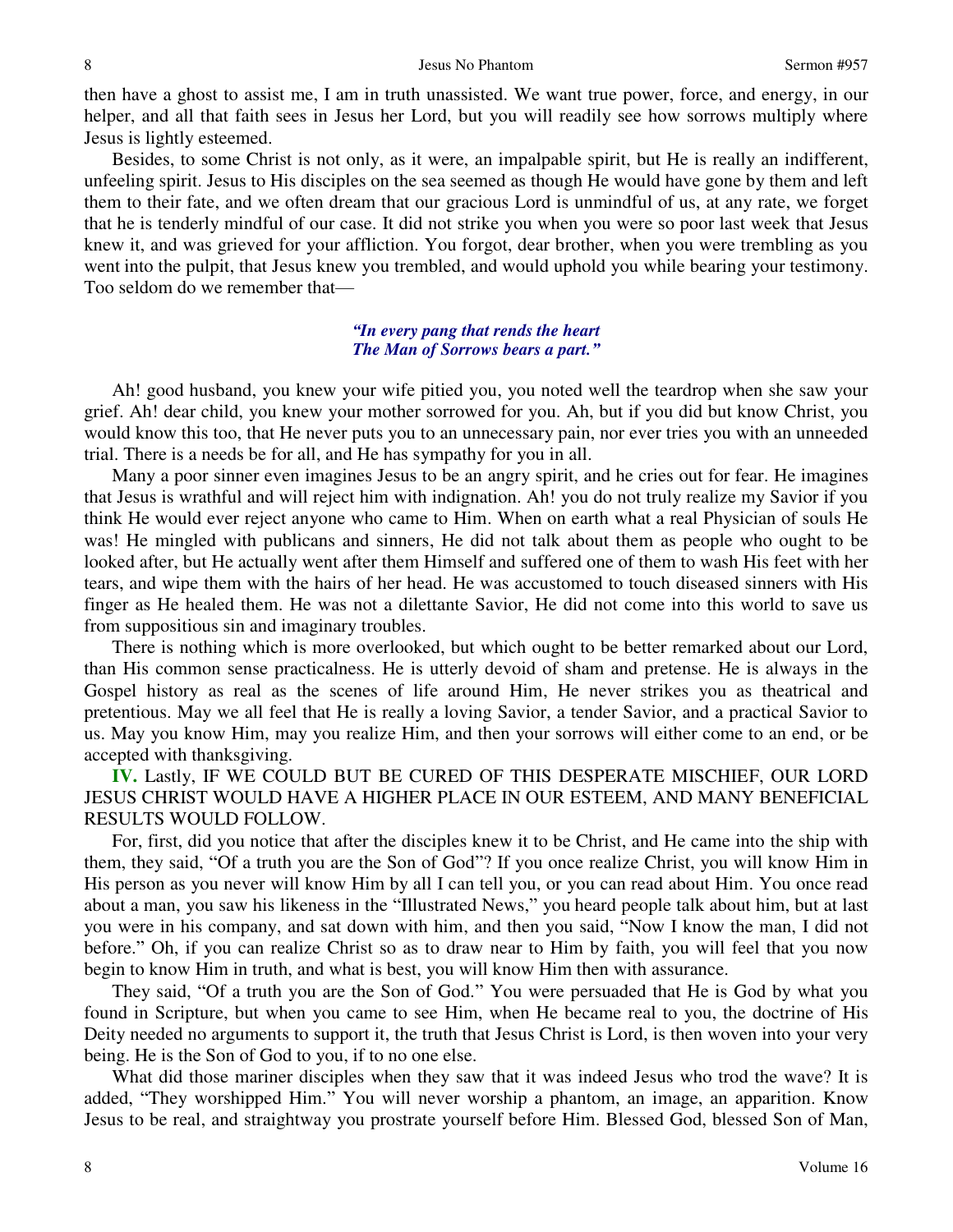then have a ghost to assist me, I am in truth unassisted. We want true power, force, and energy, in our helper, and all that faith sees in Jesus her Lord, but you will readily see how sorrows multiply where Jesus is lightly esteemed.

Besides, to some Christ is not only, as it were, an impalpable spirit, but He is really an indifferent, unfeeling spirit. Jesus to His disciples on the sea seemed as though He would have gone by them and left them to their fate, and we often dream that our gracious Lord is unmindful of us, at any rate, we forget that he is tenderly mindful of our case. It did not strike you when you were so poor last week that Jesus knew it, and was grieved for your affliction. You forgot, dear brother, when you were trembling as you went into the pulpit, that Jesus knew you trembled, and would uphold you while bearing your testimony. Too seldom do we remember that—

> *"In every pang that rends the heart*
> *The Man of Sorrows bears a part."*

Ah! good husband, you knew your wife pitied you, you noted well the teardrop when she saw your grief. Ah! dear child, you knew your mother sorrowed for you. Ah, but if you did but know Christ, you would know this too, that He never puts you to an unnecessary pain, nor ever tries you with an unneeded trial. There is a needs be for all, and He has sympathy for you in all.

Many a poor sinner even imagines Jesus to be an angry spirit, and he cries out for fear. He imagines that Jesus is wrathful and will reject him with indignation. Ah! you do not truly realize my Savior if you think He would ever reject anyone who came to Him. When on earth what a real Physician of souls He was! He mingled with publicans and sinners, He did not talk about them as people who ought to be looked after, but He actually went after them Himself and suffered one of them to wash His feet with her tears, and wipe them with the hairs of her head. He was accustomed to touch diseased sinners with His finger as He healed them. He was not a dilettante Savior, He did not come into this world to save us from suppositious sin and imaginary troubles.

There is nothing which is more overlooked, but which ought to be better remarked about our Lord, than His common sense practicalness. He is utterly devoid of sham and pretense. He is always in the Gospel history as real as the scenes of life around Him, He never strikes you as theatrical and pretentious. May we all feel that He is really a loving Savior, a tender Savior, and a practical Savior to us. May you know Him, may you realize Him, and then your sorrows will either come to an end, or be accepted with thanksgiving.

**IV.** Lastly, IF WE COULD BUT BE CURED OF THIS DESPERATE MISCHIEF, OUR LORD JESUS CHRIST WOULD HAVE A HIGHER PLACE IN OUR ESTEEM, AND MANY BENEFICIAL RESULTS WOULD FOLLOW.

For, first, did you notice that after the disciples knew it to be Christ, and He came into the ship with them, they said, "Of a truth you are the Son of God"? If you once realize Christ, you will know Him in His person as you never will know Him by all I can tell you, or you can read about Him. You once read about a man, you saw his likeness in the "Illustrated News," you heard people talk about him, but at last you were in his company, and sat down with him, and then you said, "Now I know the man, I did not before." Oh, if you can realize Christ so as to draw near to Him by faith, you will feel that you now begin to know Him in truth, and what is best, you will know Him then with assurance.

They said, "Of a truth you are the Son of God." You were persuaded that He is God by what you found in Scripture, but when you came to see Him, when He became real to you, the doctrine of His Deity needed no arguments to support it, the truth that Jesus Christ is Lord, is then woven into your very being. He is the Son of God to you, if to no one else.

What did those mariner disciples when they saw that it was indeed Jesus who trod the wave? It is added, "They worshipped Him." You will never worship a phantom, an image, an apparition. Know Jesus to be real, and straightway you prostrate yourself before Him. Blessed God, blessed Son of Man,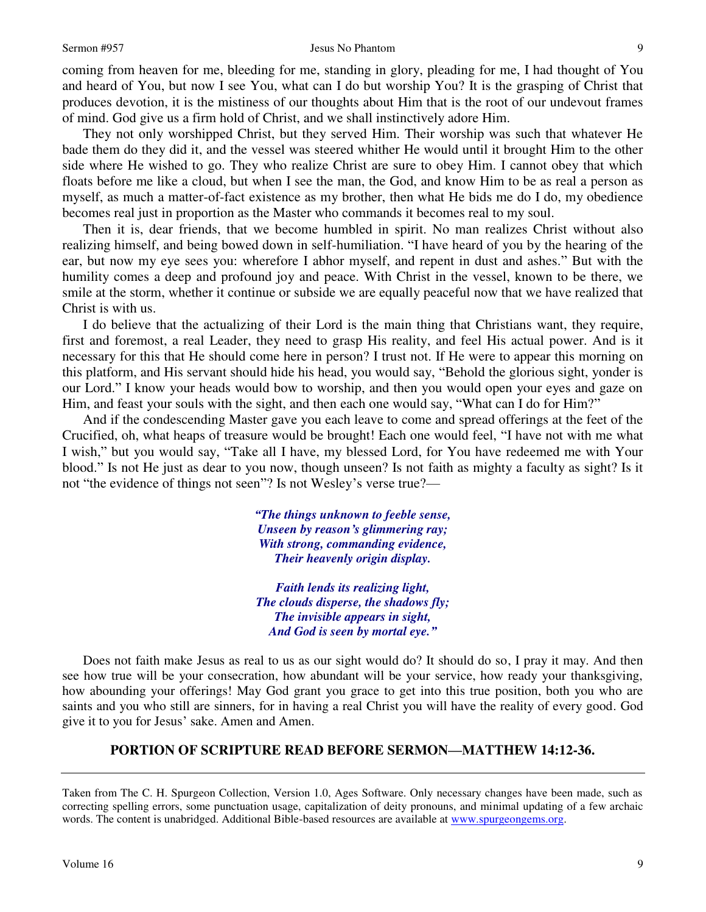coming from heaven for me, bleeding for me, standing in glory, pleading for me, I had thought of You and heard of You, but now I see You, what can I do but worship You? It is the grasping of Christ that produces devotion, it is the mistiness of our thoughts about Him that is the root of our undevout frames of mind. God give us a firm hold of Christ, and we shall instinctively adore Him.

They not only worshipped Christ, but they served Him. Their worship was such that whatever He bade them do they did it, and the vessel was steered whither He would until it brought Him to the other side where He wished to go. They who realize Christ are sure to obey Him. I cannot obey that which floats before me like a cloud, but when I see the man, the God, and know Him to be as real a person as myself, as much a matter-of-fact existence as my brother, then what He bids me do I do, my obedience becomes real just in proportion as the Master who commands it becomes real to my soul.

Then it is, dear friends, that we become humbled in spirit. No man realizes Christ without also realizing himself, and being bowed down in self-humiliation. "I have heard of you by the hearing of the ear, but now my eye sees you: wherefore I abhor myself, and repent in dust and ashes." But with the humility comes a deep and profound joy and peace. With Christ in the vessel, known to be there, we smile at the storm, whether it continue or subside we are equally peaceful now that we have realized that Christ is with us.

I do believe that the actualizing of their Lord is the main thing that Christians want, they require, first and foremost, a real Leader, they need to grasp His reality, and feel His actual power. And is it necessary for this that He should come here in person? I trust not. If He were to appear this morning on this platform, and His servant should hide his head, you would say, "Behold the glorious sight, yonder is our Lord." I know your heads would bow to worship, and then you would open your eyes and gaze on Him, and feast your souls with the sight, and then each one would say, "What can I do for Him?"

And if the condescending Master gave you each leave to come and spread offerings at the feet of the Crucified, oh, what heaps of treasure would be brought! Each one would feel, "I have not with me what I wish," but you would say, "Take all I have, my blessed Lord, for You have redeemed me with Your blood." Is not He just as dear to you now, though unseen? Is not faith as mighty a faculty as sight? Is it not "the evidence of things not seen"? Is not Wesley's verse true?—

*"The things unknown to feeble sense,*
*Unseen by reason's glimmering ray;*
*With strong, commanding evidence,*
*Their heavenly origin display.*

*Faith lends its realizing light,*
*The clouds disperse, the shadows fly;*
*The invisible appears in sight,*
*And God is seen by mortal eye."*

Does not faith make Jesus as real to us as our sight would do? It should do so, I pray it may. And then see how true will be your consecration, how abundant will be your service, how ready your thanksgiving, how abounding your offerings! May God grant you grace to get into this true position, both you who are saints and you who still are sinners, for in having a real Christ you will have the reality of every good. God give it to you for Jesus' sake. Amen and Amen.

## PORTION OF SCRIPTURE READ BEFORE SERMON—MATTHEW 14:12-36.

---

Taken from The C. H. Spurgeon Collection, Version 1.0, Ages Software. Only necessary changes have been made, such as correcting spelling errors, some punctuation usage, capitalization of deity pronouns, and minimal updating of a few archaic words. The content is unabridged. Additional Bible-based resources are available at www.spurgeongems.org.